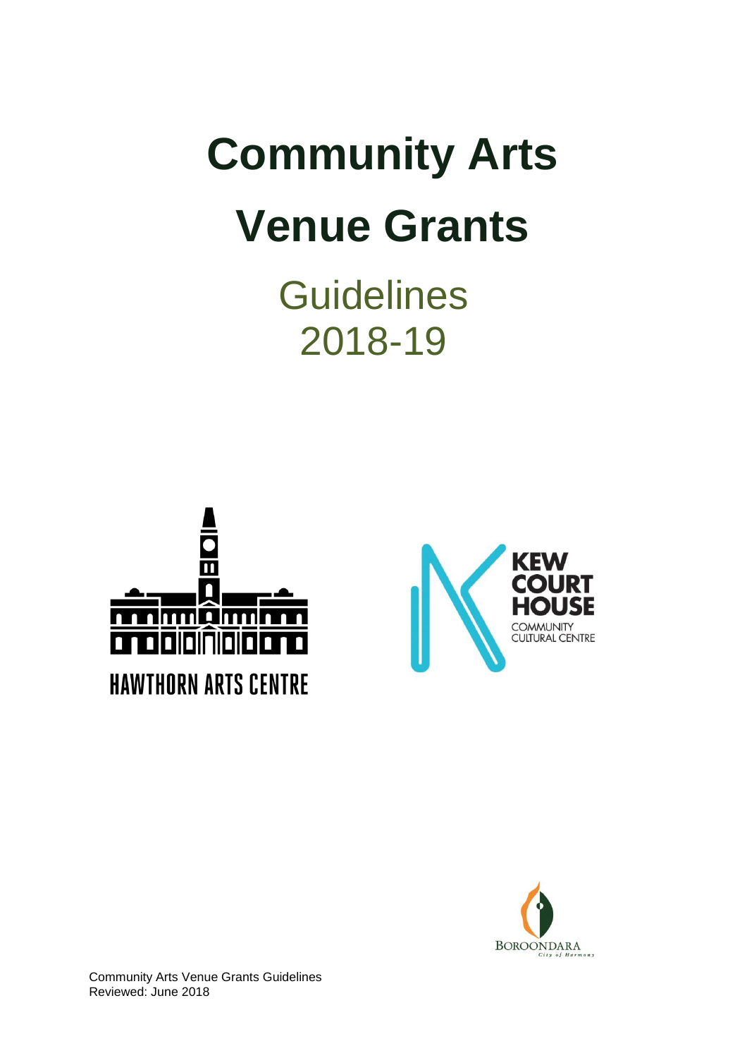# Community Arts Venue Grants

## Guidelines 2018-19

HAWTHORN ARTS CENTRE

KEW COURT HOUSE COMMUNITY CULTURAL CENTRE

BOROONDARA City of Harmony

Community Arts Venue Grants Guidelines
Reviewed: June 2018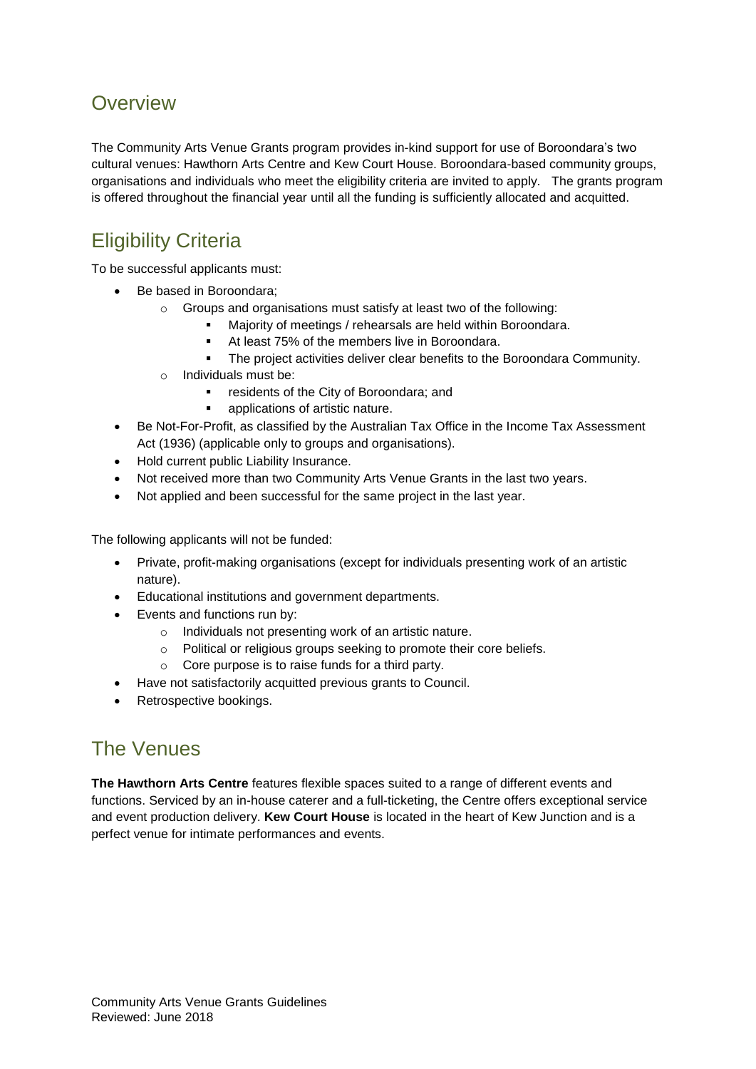## Overview

The Community Arts Venue Grants program provides in-kind support for use of Boroondara's two cultural venues: Hawthorn Arts Centre and Kew Court House. Boroondara-based community groups, organisations and individuals who meet the eligibility criteria are invited to apply. The grants program is offered throughout the financial year until all the funding is sufficiently allocated and acquitted.

## Eligibility Criteria

To be successful applicants must:

- Be based in Boroondara;
  - Groups and organisations must satisfy at least two of the following:
    - Majority of meetings / rehearsals are held within Boroondara.
    - At least 75% of the members live in Boroondara.
    - The project activities deliver clear benefits to the Boroondara Community.
  - Individuals must be:
    - residents of the City of Boroondara; and
    - applications of artistic nature.
- Be Not-For-Profit, as classified by the Australian Tax Office in the Income Tax Assessment Act (1936) (applicable only to groups and organisations).
- Hold current public Liability Insurance.
- Not received more than two Community Arts Venue Grants in the last two years.
- Not applied and been successful for the same project in the last year.

The following applicants will not be funded:

- Private, profit-making organisations (except for individuals presenting work of an artistic nature).
- Educational institutions and government departments.
- Events and functions run by:
  - Individuals not presenting work of an artistic nature.
  - Political or religious groups seeking to promote their core beliefs.
  - Core purpose is to raise funds for a third party.
- Have not satisfactorily acquitted previous grants to Council.
- Retrospective bookings.

## The Venues

**The Hawthorn Arts Centre** features flexible spaces suited to a range of different events and functions. Serviced by an in-house caterer and a full-ticketing, the Centre offers exceptional service and event production delivery. **Kew Court House** is located in the heart of Kew Junction and is a perfect venue for intimate performances and events.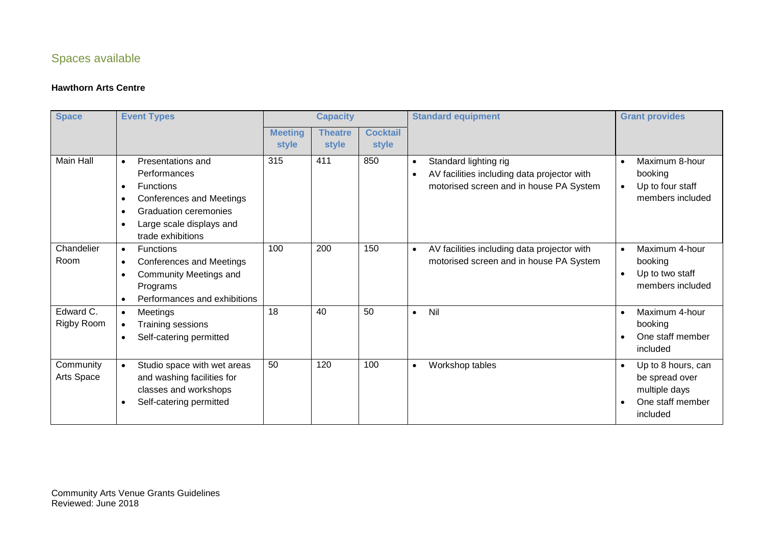## Spaces available

**Hawthorn Arts Centre**

| Space | Event Types | Capacity | | | Standard equipment | Grant provides |
|---|---|---|---|---|---|---|
| | | Meeting style | Theatre style | Cocktail style | | |
| Main Hall | • Presentations and Performances<br>• Functions<br>• Conferences and Meetings<br>• Graduation ceremonies<br>• Large scale displays and trade exhibitions | 315 | 411 | 850 | • Standard lighting rig<br>• AV facilities including data projector with motorised screen and in house PA System | • Maximum 8-hour booking<br>• Up to four staff members included |
| Chandelier Room | • Functions<br>• Conferences and Meetings<br>• Community Meetings and Programs<br>• Performances and exhibitions | 100 | 200 | 150 | • AV facilities including data projector with motorised screen and in house PA System | • Maximum 4-hour booking<br>• Up to two staff members included |
| Edward C. Rigby Room | • Meetings<br>• Training sessions<br>• Self-catering permitted | 18 | 40 | 50 | • Nil | • Maximum 4-hour booking<br>• One staff member included |
| Community Arts Space | • Studio space with wet areas and washing facilities for classes and workshops<br>• Self-catering permitted | 50 | 120 | 100 | • Workshop tables | • Up to 8 hours, can be spread over multiple days<br>• One staff member included |

Community Arts Venue Grants Guidelines
Reviewed: June 2018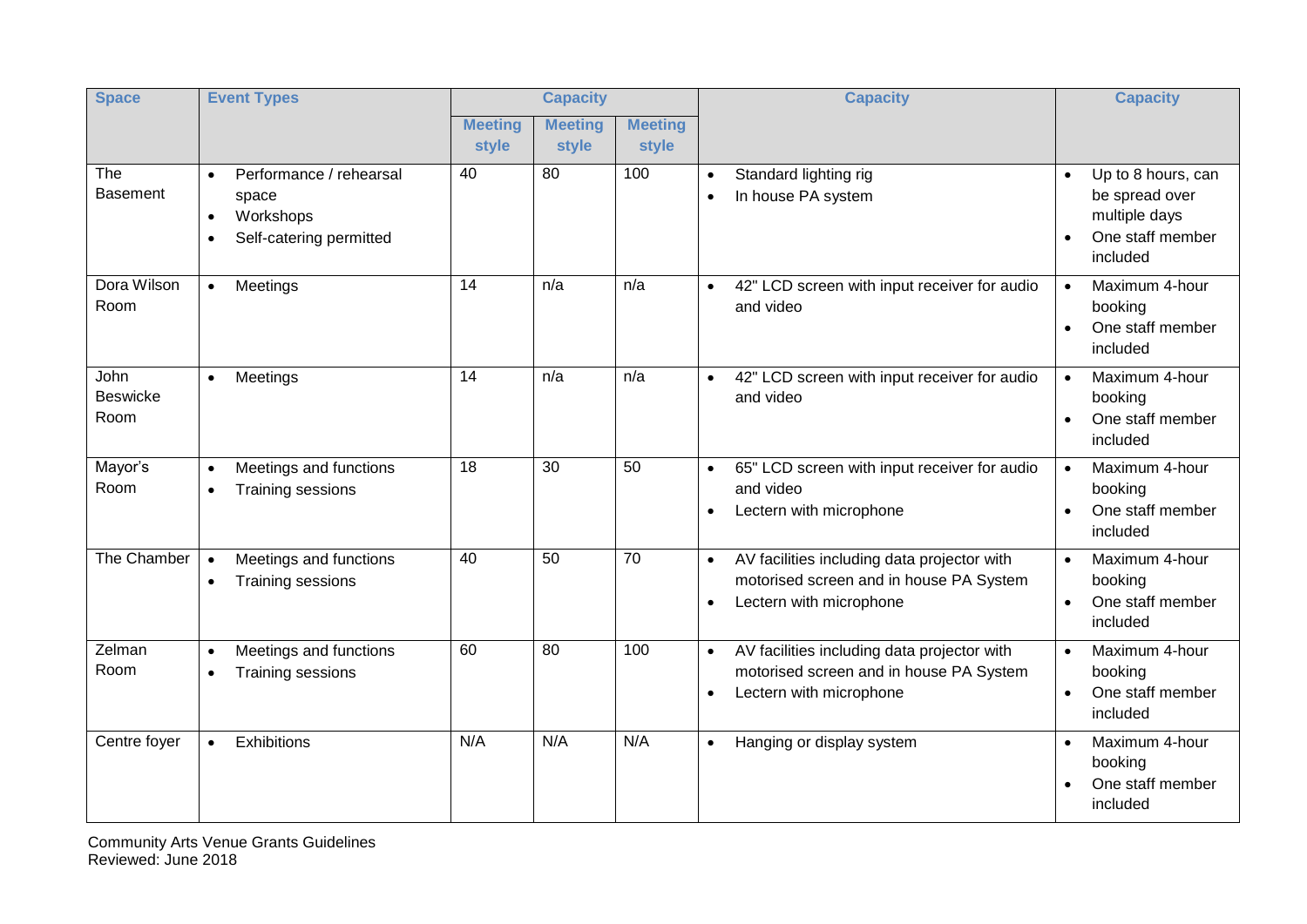| Space | Event Types | Capacity | | | Capacity | Capacity |
|---|---|---|---|---|---|---|
| | | Meeting style | Meeting style | Meeting style | | |
| The Basement | • Performance / rehearsal space<br>• Workshops<br>• Self-catering permitted | 40 | 80 | 100 | • Standard lighting rig<br>• In house PA system | • Up to 8 hours, can be spread over multiple days<br>• One staff member included |
| Dora Wilson Room | • Meetings | 14 | n/a | n/a | • 42" LCD screen with input receiver for audio and video | • Maximum 4-hour booking<br>• One staff member included |
| John Beswicke Room | • Meetings | 14 | n/a | n/a | • 42" LCD screen with input receiver for audio and video | • Maximum 4-hour booking<br>• One staff member included |
| Mayor's Room | • Meetings and functions<br>• Training sessions | 18 | 30 | 50 | • 65" LCD screen with input receiver for audio and video<br>• Lectern with microphone | • Maximum 4-hour booking<br>• One staff member included |
| The Chamber | • Meetings and functions<br>• Training sessions | 40 | 50 | 70 | • AV facilities including data projector with motorised screen and in house PA System<br>• Lectern with microphone | • Maximum 4-hour booking<br>• One staff member included |
| Zelman Room | • Meetings and functions<br>• Training sessions | 60 | 80 | 100 | • AV facilities including data projector with motorised screen and in house PA System<br>• Lectern with microphone | • Maximum 4-hour booking<br>• One staff member included |
| Centre foyer | • Exhibitions | N/A | N/A | N/A | • Hanging or display system | • Maximum 4-hour booking<br>• One staff member included |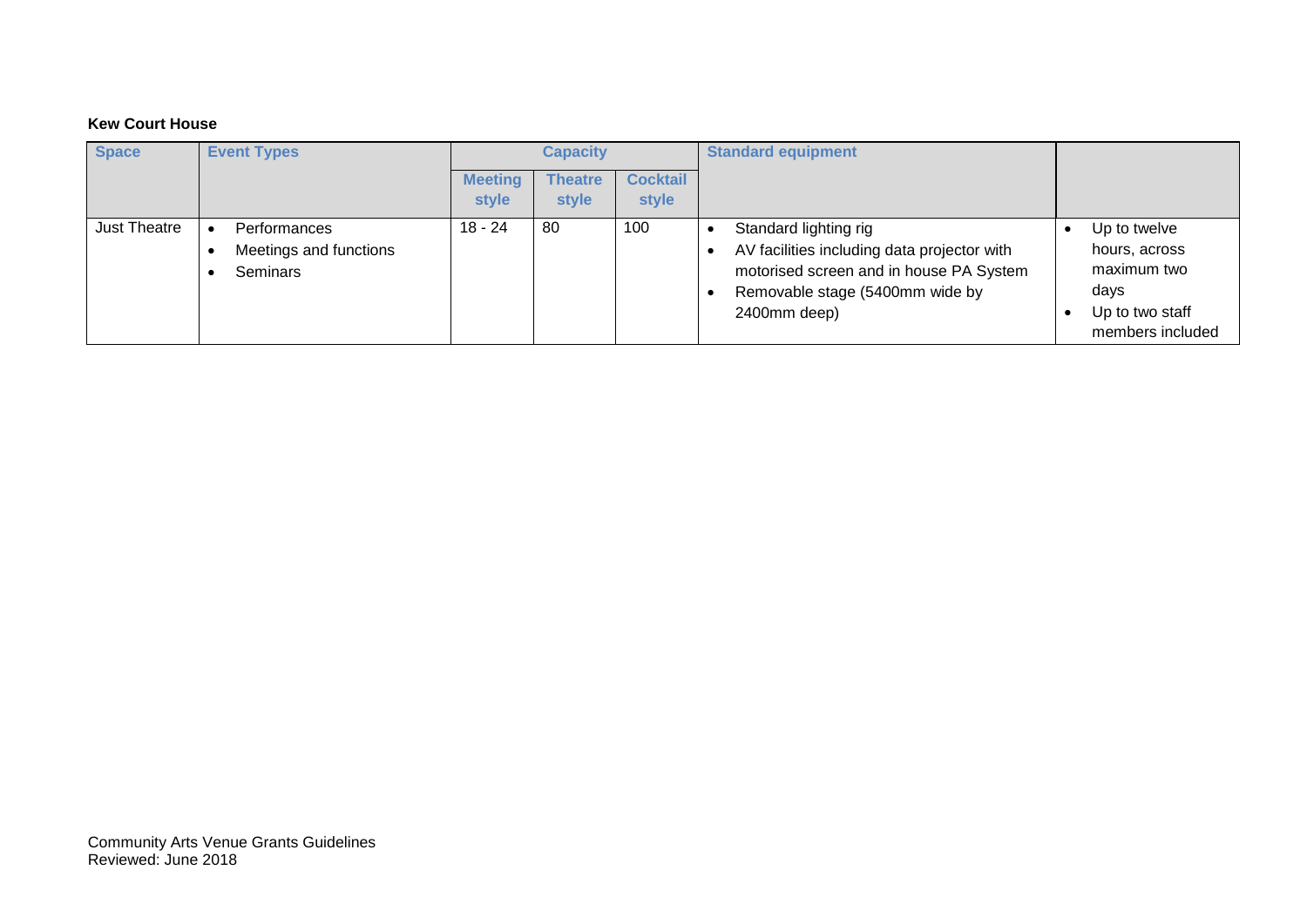**Kew Court House**

| Space | Event Types | Capacity | | | Standard equipment | |
|---|---|---|---|---|---|---|
| | | Meeting style | Theatre style | Cocktail style | | |
| Just Theatre | • Performances<br>• Meetings and functions<br>• Seminars | 18 - 24 | 80 | 100 | • Standard lighting rig<br>• AV facilities including data projector with motorised screen and in house PA System<br>• Removable stage (5400mm wide by 2400mm deep) | • Up to twelve hours, across maximum two days<br>• Up to two staff members included |

Community Arts Venue Grants Guidelines
Reviewed: June 2018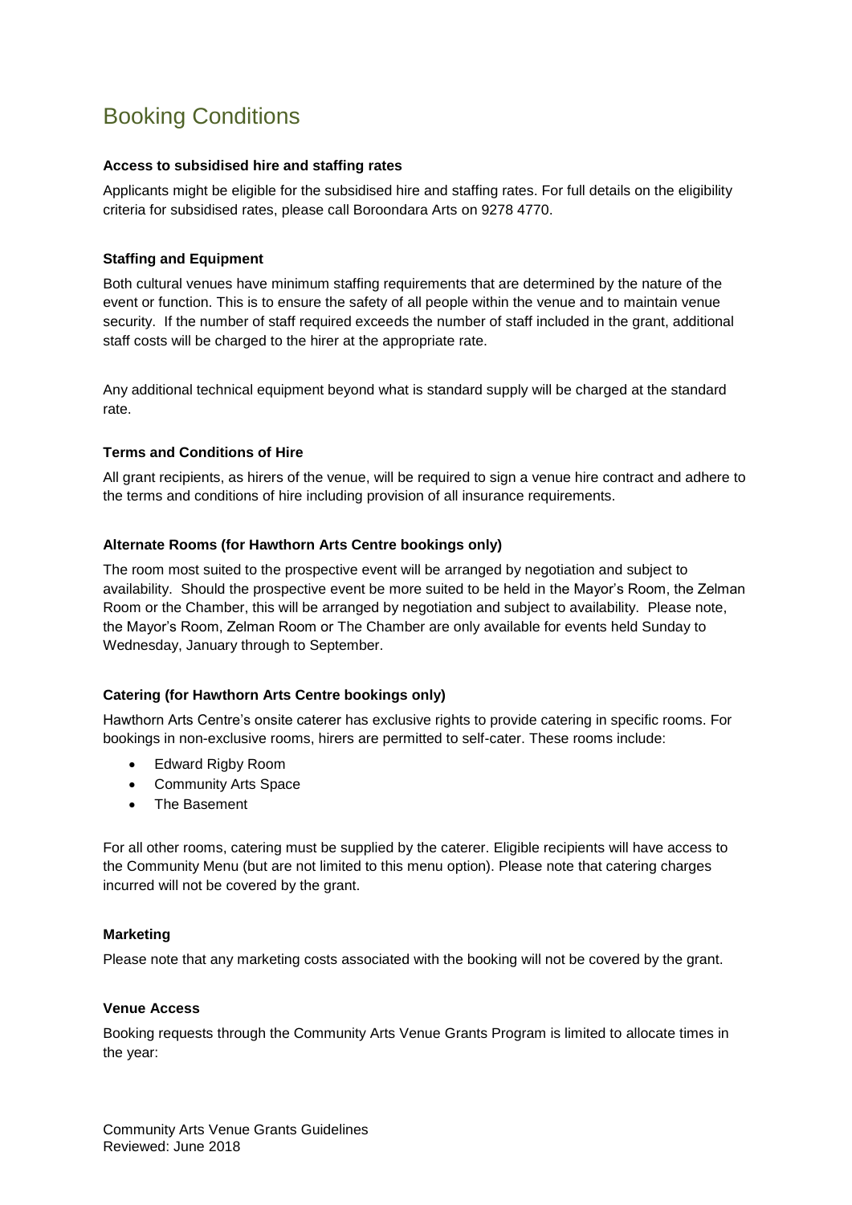# Booking Conditions

**Access to subsidised hire and staffing rates**

Applicants might be eligible for the subsidised hire and staffing rates. For full details on the eligibility criteria for subsidised rates, please call Boroondara Arts on 9278 4770.

**Staffing and Equipment**

Both cultural venues have minimum staffing requirements that are determined by the nature of the event or function. This is to ensure the safety of all people within the venue and to maintain venue security. If the number of staff required exceeds the number of staff included in the grant, additional staff costs will be charged to the hirer at the appropriate rate.

Any additional technical equipment beyond what is standard supply will be charged at the standard rate.

**Terms and Conditions of Hire**

All grant recipients, as hirers of the venue, will be required to sign a venue hire contract and adhere to the terms and conditions of hire including provision of all insurance requirements.

**Alternate Rooms (for Hawthorn Arts Centre bookings only)**

The room most suited to the prospective event will be arranged by negotiation and subject to availability. Should the prospective event be more suited to be held in the Mayor's Room, the Zelman Room or the Chamber, this will be arranged by negotiation and subject to availability. Please note, the Mayor's Room, Zelman Room or The Chamber are only available for events held Sunday to Wednesday, January through to September.

**Catering (for Hawthorn Arts Centre bookings only)**

Hawthorn Arts Centre's onsite caterer has exclusive rights to provide catering in specific rooms. For bookings in non-exclusive rooms, hirers are permitted to self-cater. These rooms include:

- Edward Rigby Room
- Community Arts Space
- The Basement

For all other rooms, catering must be supplied by the caterer. Eligible recipients will have access to the Community Menu (but are not limited to this menu option). Please note that catering charges incurred will not be covered by the grant.

**Marketing**

Please note that any marketing costs associated with the booking will not be covered by the grant.

**Venue Access**

Booking requests through the Community Arts Venue Grants Program is limited to allocate times in the year: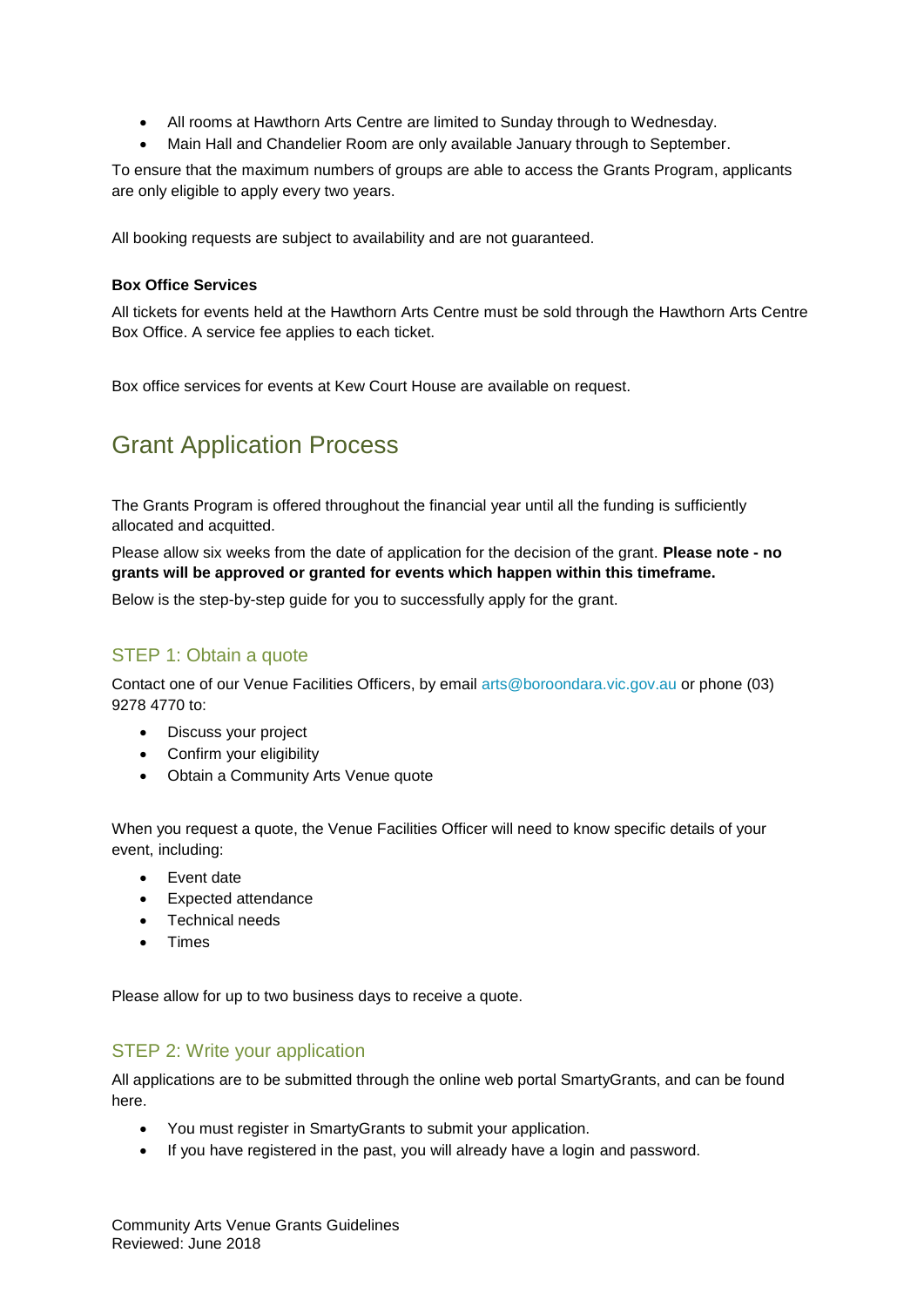- All rooms at Hawthorn Arts Centre are limited to Sunday through to Wednesday.
- Main Hall and Chandelier Room are only available January through to September.

To ensure that the maximum numbers of groups are able to access the Grants Program, applicants are only eligible to apply every two years.

All booking requests are subject to availability and are not guaranteed.

**Box Office Services**

All tickets for events held at the Hawthorn Arts Centre must be sold through the Hawthorn Arts Centre Box Office. A service fee applies to each ticket.

Box office services for events at Kew Court House are available on request.

# Grant Application Process

The Grants Program is offered throughout the financial year until all the funding is sufficiently allocated and acquitted.

Please allow six weeks from the date of application for the decision of the grant. **Please note - no grants will be approved or granted for events which happen within this timeframe.**

Below is the step-by-step guide for you to successfully apply for the grant.

## STEP 1: Obtain a quote

Contact one of our Venue Facilities Officers, by email arts@boroondara.vic.gov.au or phone (03) 9278 4770 to:

- Discuss your project
- Confirm your eligibility
- Obtain a Community Arts Venue quote

When you request a quote, the Venue Facilities Officer will need to know specific details of your event, including:

- Event date
- Expected attendance
- Technical needs
- Times

Please allow for up to two business days to receive a quote.

## STEP 2: Write your application

All applications are to be submitted through the online web portal SmartyGrants, and can be found here.

- You must register in SmartyGrants to submit your application.
- If you have registered in the past, you will already have a login and password.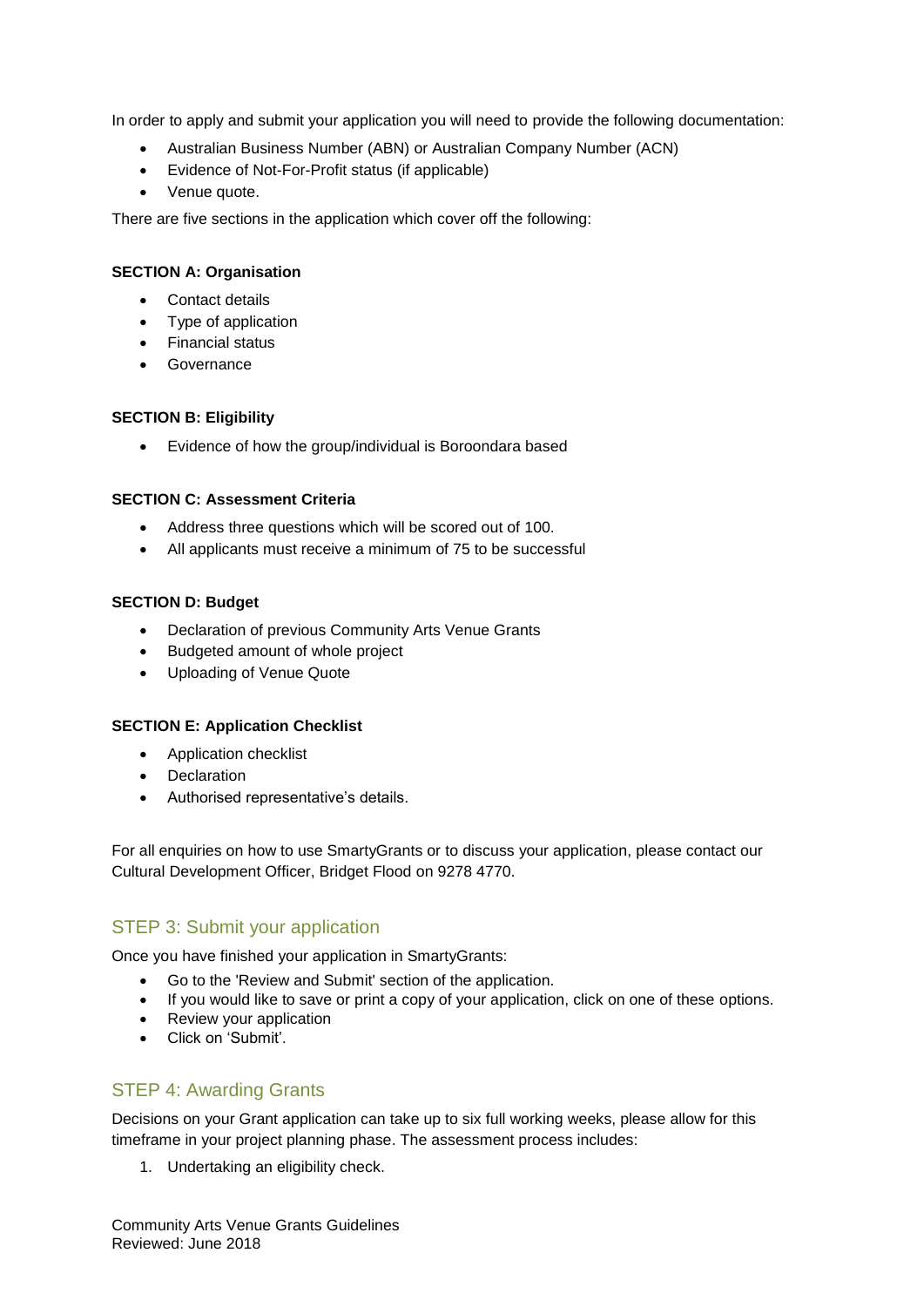In order to apply and submit your application you will need to provide the following documentation:

- Australian Business Number (ABN) or Australian Company Number (ACN)
- Evidence of Not-For-Profit status (if applicable)
- Venue quote.

There are five sections in the application which cover off the following:

**SECTION A: Organisation**

- Contact details
- Type of application
- Financial status
- Governance

**SECTION B: Eligibility**

- Evidence of how the group/individual is Boroondara based

**SECTION C: Assessment Criteria**

- Address three questions which will be scored out of 100.
- All applicants must receive a minimum of 75 to be successful

**SECTION D: Budget**

- Declaration of previous Community Arts Venue Grants
- Budgeted amount of whole project
- Uploading of Venue Quote

**SECTION E: Application Checklist**

- Application checklist
- Declaration
- Authorised representative's details.

For all enquiries on how to use SmartyGrants or to discuss your application, please contact our Cultural Development Officer, Bridget Flood on 9278 4770.

## STEP 3: Submit your application

Once you have finished your application in SmartyGrants:

- Go to the 'Review and Submit' section of the application.
- If you would like to save or print a copy of your application, click on one of these options.
- Review your application
- Click on 'Submit'.

## STEP 4: Awarding Grants

Decisions on your Grant application can take up to six full working weeks, please allow for this timeframe in your project planning phase. The assessment process includes:

1. Undertaking an eligibility check.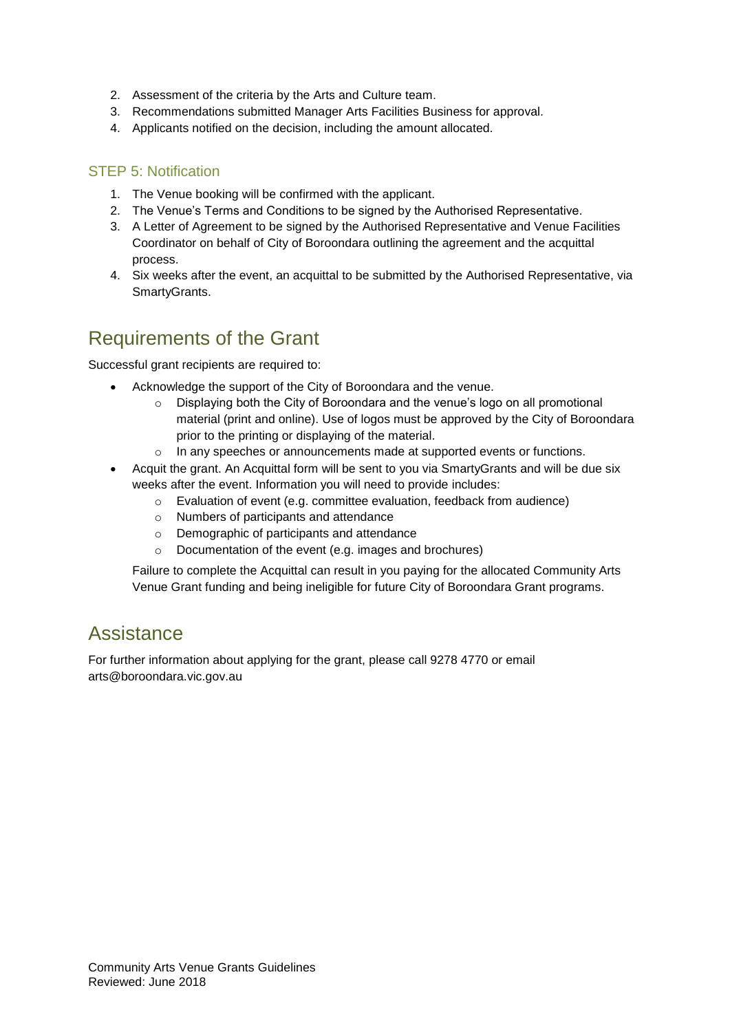2. Assessment of the criteria by the Arts and Culture team.
3. Recommendations submitted Manager Arts Facilities Business for approval.
4. Applicants notified on the decision, including the amount allocated.

### STEP 5: Notification

1. The Venue booking will be confirmed with the applicant.
2. The Venue's Terms and Conditions to be signed by the Authorised Representative.
3. A Letter of Agreement to be signed by the Authorised Representative and Venue Facilities Coordinator on behalf of City of Boroondara outlining the agreement and the acquittal process.
4. Six weeks after the event, an acquittal to be submitted by the Authorised Representative, via SmartyGrants.

## Requirements of the Grant

Successful grant recipients are required to:

- Acknowledge the support of the City of Boroondara and the venue.
    - Displaying both the City of Boroondara and the venue's logo on all promotional material (print and online). Use of logos must be approved by the City of Boroondara prior to the printing or displaying of the material.
    - In any speeches or announcements made at supported events or functions.
- Acquit the grant. An Acquittal form will be sent to you via SmartyGrants and will be due six weeks after the event. Information you will need to provide includes:
    - Evaluation of event (e.g. committee evaluation, feedback from audience)
    - Numbers of participants and attendance
    - Demographic of participants and attendance
    - Documentation of the event (e.g. images and brochures)

  Failure to complete the Acquittal can result in you paying for the allocated Community Arts Venue Grant funding and being ineligible for future City of Boroondara Grant programs.

## Assistance

For further information about applying for the grant, please call 9278 4770 or email arts@boroondara.vic.gov.au